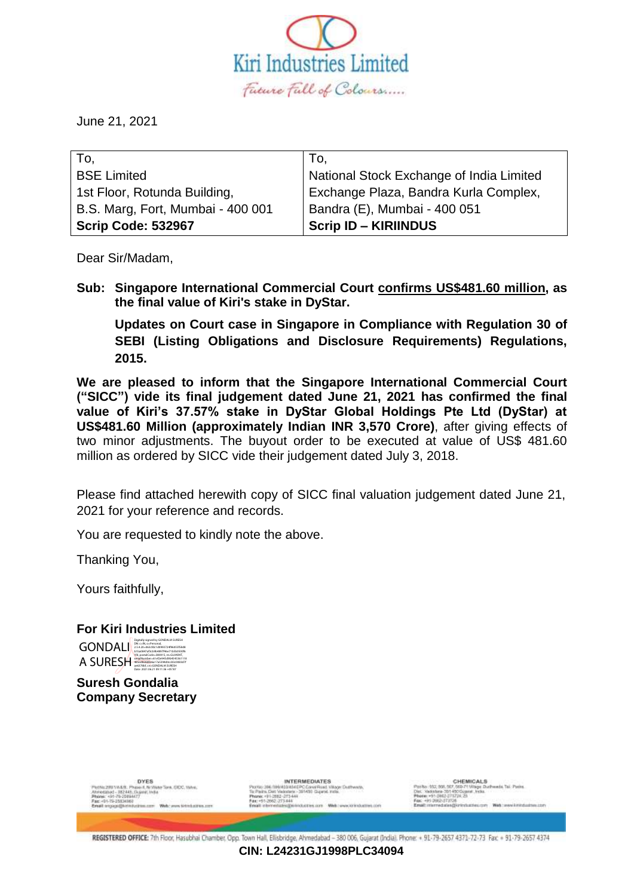Kiri Industries Limited

*Future Full of Colours.....*

June 21, 2021

| To, | To, |
|---|---|
| BSE Limited | National Stock Exchange of India Limited |
| 1st Floor, Rotunda Building, | Exchange Plaza, Bandra Kurla Complex, |
| B.S. Marg, Fort, Mumbai - 400 001 | Bandra (E), Mumbai - 400 051 |
| **Scrip Code: 532967** | **Scrip ID – KIRIINDUS** |

Dear Sir/Madam,

**Sub: Singapore International Commercial Court confirms US$481.60 million, as the final value of Kiri's stake in DyStar.**

**Updates on Court case in Singapore in Compliance with Regulation 30 of SEBI (Listing Obligations and Disclosure Requirements) Regulations, 2015.**

**We are pleased to inform that the Singapore International Commercial Court ("SICC") vide its final judgement dated June 21, 2021 has confirmed the final value of Kiri's 37.57% stake in DyStar Global Holdings Pte Ltd (DyStar) at US$481.60 Million (approximately Indian INR 3,570 Crore)**, after giving effects of two minor adjustments. The buyout order to be executed at value of US$ 481.60 million as ordered by SICC vide their judgement dated July 3, 2018.

Please find attached herewith copy of SICC final valuation judgement dated June 21, 2021 for your reference and records.

You are requested to kindly note the above.

Thanking You,

Yours faithfully,

**For Kiri Industries Limited**

GONDALIA SURESH

**Suresh Gondalia**
**Company Secretary**

REGISTERED OFFICE: 7th Floor, Hasubhai Chamber, Opp. Town Hall, Ellisbridge, Ahmedabad – 380 006, Gujarat (India). Phone: + 91-79-2657 4371-72-73 Fax: + 91-79-2657 4374

**CIN: L24231GJ1998PLC34094**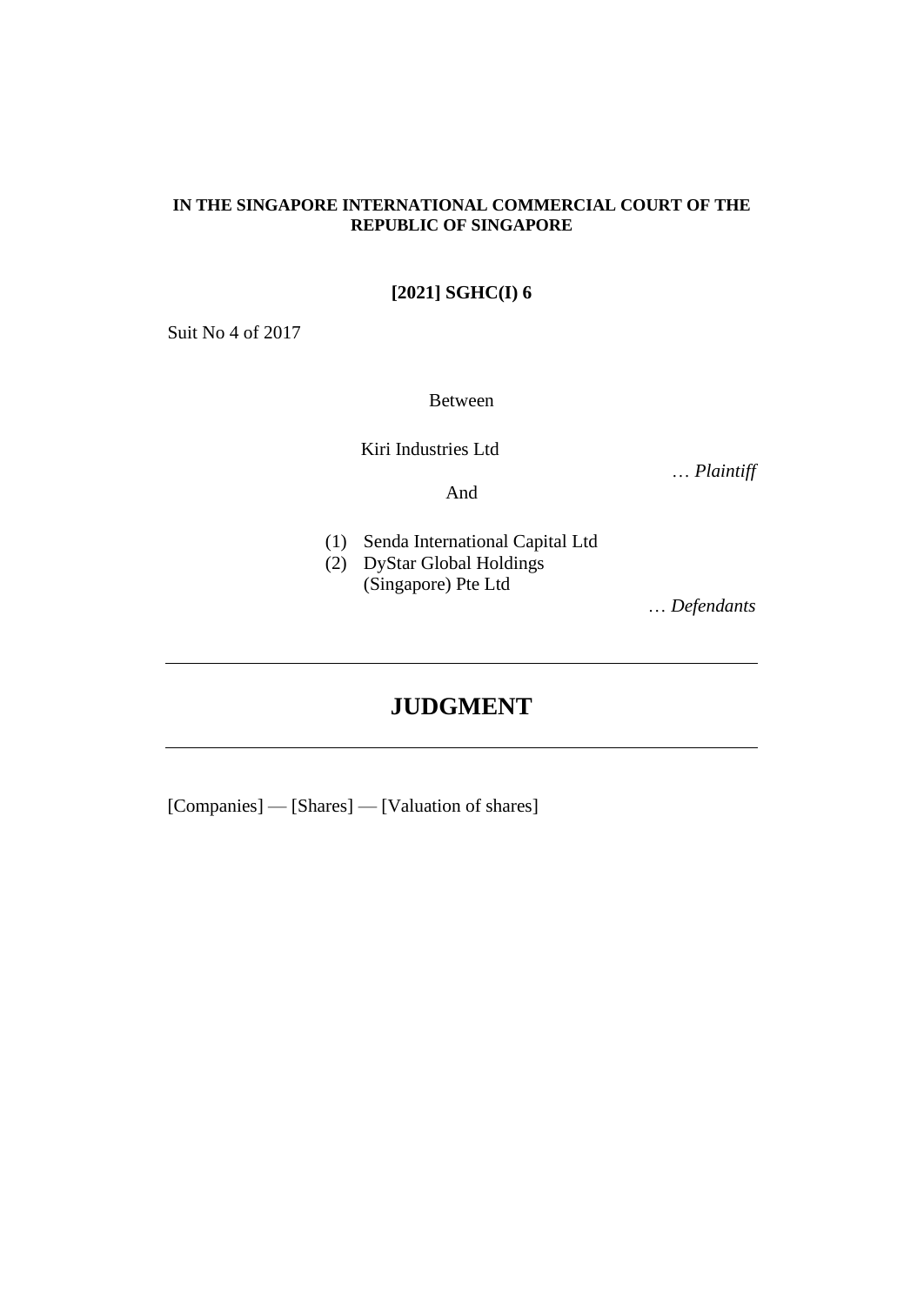**IN THE SINGAPORE INTERNATIONAL COMMERCIAL COURT OF THE REPUBLIC OF SINGAPORE**

**[2021] SGHC(I) 6**

Suit No 4 of 2017

Between

Kiri Industries Ltd

… *Plaintiff*

And

(1) Senda International Capital Ltd
(2) DyStar Global Holdings (Singapore) Pte Ltd

… *Defendants*

---

# JUDGMENT

---

[Companies] — [Shares] — [Valuation of shares]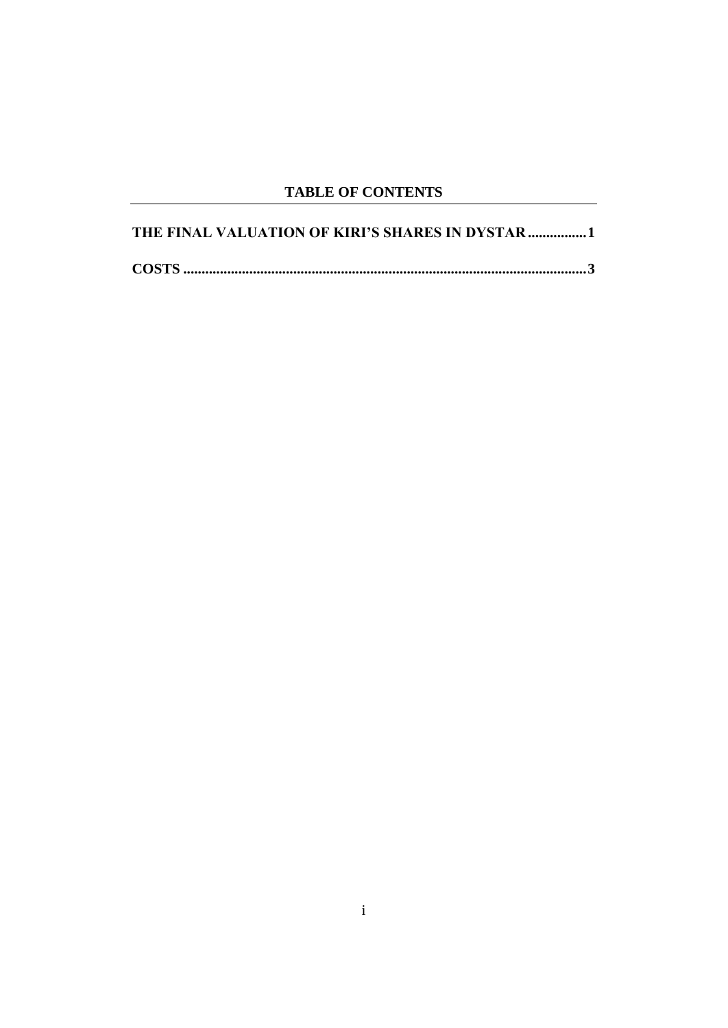**TABLE OF CONTENTS**

THE FINAL VALUATION OF KIRI'S SHARES IN DYSTAR ................1

COSTS ...........................................................................................................3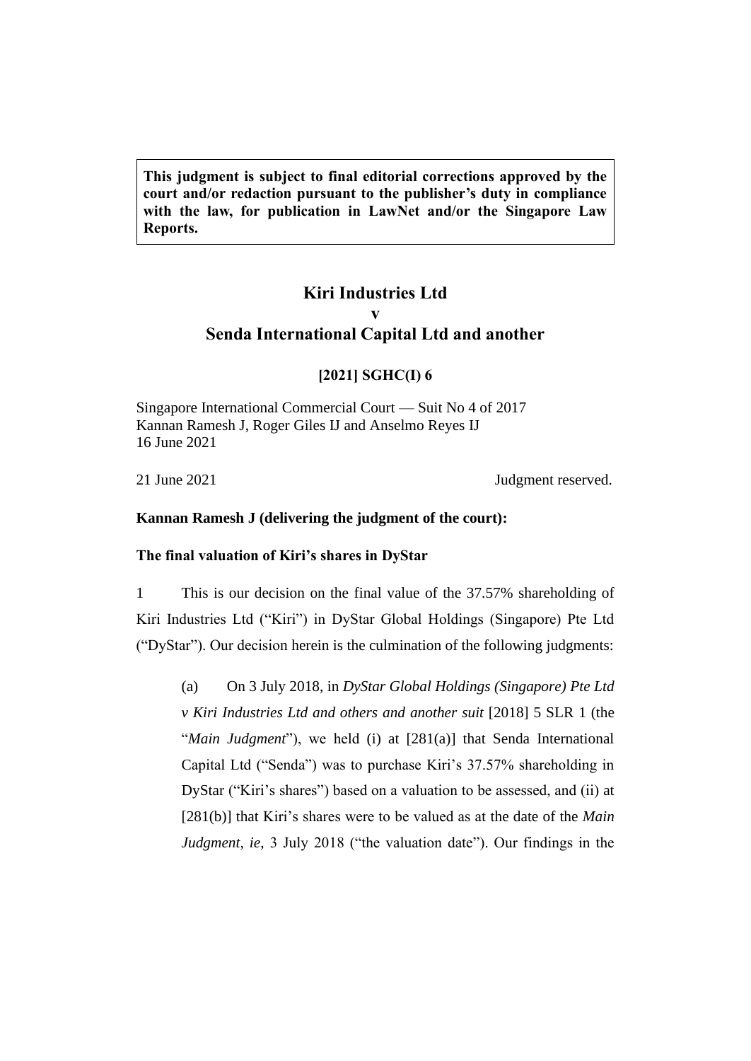**This judgment is subject to final editorial corrections approved by the court and/or redaction pursuant to the publisher's duty in compliance with the law, for publication in LawNet and/or the Singapore Law Reports.**

# Kiri Industries Ltd
# v
# Senda International Capital Ltd and another

## [2021] SGHC(I) 6

Singapore International Commercial Court — Suit No 4 of 2017
Kannan Ramesh J, Roger Giles IJ and Anselmo Reyes IJ
16 June 2021

21 June 2021 Judgment reserved.

**Kannan Ramesh J (delivering the judgment of the court):**

### The final valuation of Kiri's shares in DyStar

1 This is our decision on the final value of the 37.57% shareholding of Kiri Industries Ltd ("Kiri") in DyStar Global Holdings (Singapore) Pte Ltd ("DyStar"). Our decision herein is the culmination of the following judgments:

(a) On 3 July 2018, in *DyStar Global Holdings (Singapore) Pte Ltd v Kiri Industries Ltd and others and another suit* [2018] 5 SLR 1 (the "*Main Judgment*"), we held (i) at [281(a)] that Senda International Capital Ltd ("Senda") was to purchase Kiri's 37.57% shareholding in DyStar ("Kiri's shares") based on a valuation to be assessed, and (ii) at [281(b)] that Kiri's shares were to be valued as at the date of the *Main Judgment*, *ie*, 3 July 2018 ("the valuation date"). Our findings in the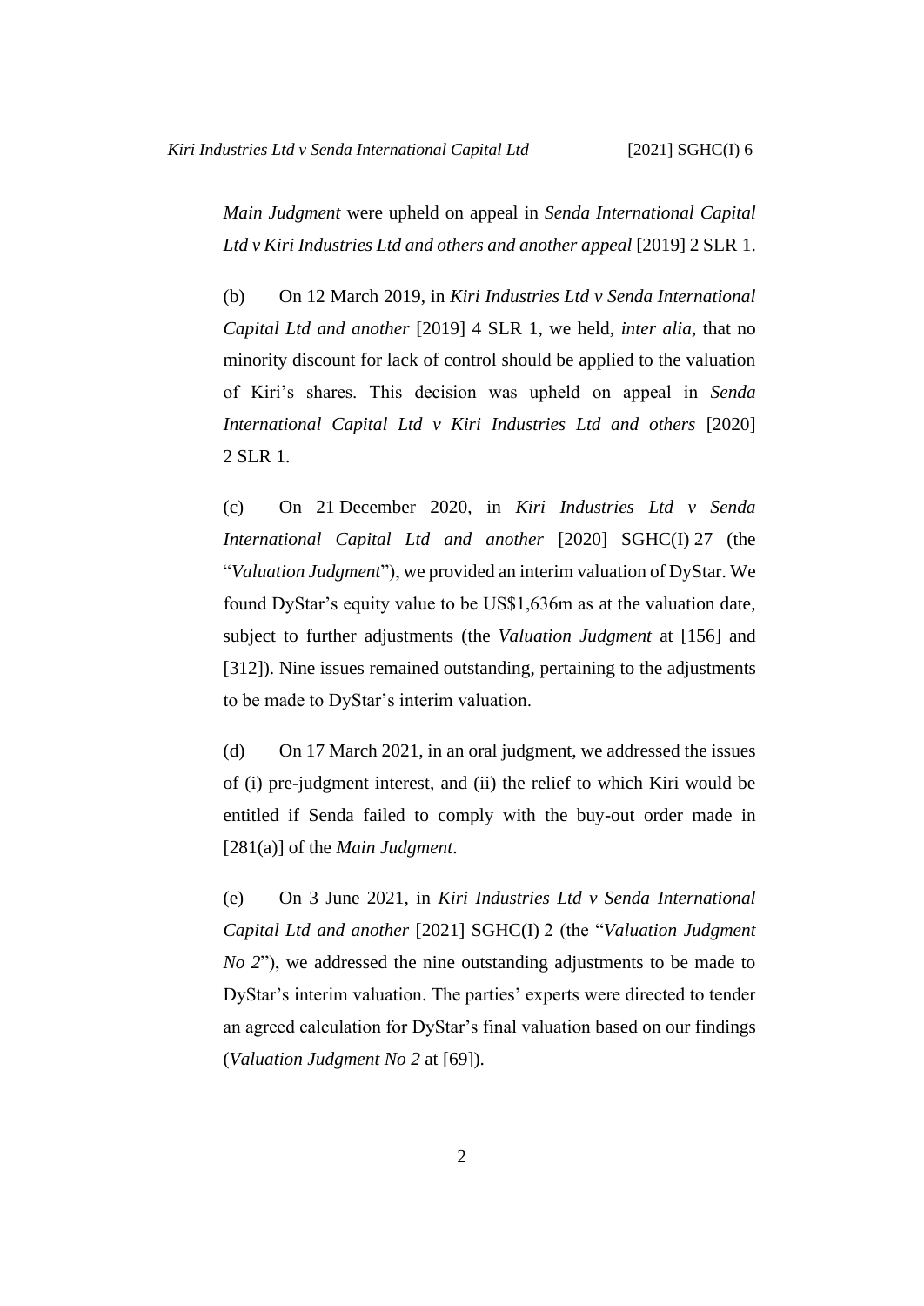*Main Judgment* were upheld on appeal in *Senda International Capital Ltd v Kiri Industries Ltd and others and another appeal* [2019] 2 SLR 1.

(b) On 12 March 2019, in *Kiri Industries Ltd v Senda International Capital Ltd and another* [2019] 4 SLR 1, we held, *inter alia*, that no minority discount for lack of control should be applied to the valuation of Kiri's shares. This decision was upheld on appeal in *Senda International Capital Ltd v Kiri Industries Ltd and others* [2020] 2 SLR 1.

(c) On 21 December 2020, in *Kiri Industries Ltd v Senda International Capital Ltd and another* [2020] SGHC(I) 27 (the "*Valuation Judgment*"), we provided an interim valuation of DyStar. We found DyStar's equity value to be US$1,636m as at the valuation date, subject to further adjustments (the *Valuation Judgment* at [156] and [312]). Nine issues remained outstanding, pertaining to the adjustments to be made to DyStar's interim valuation.

(d) On 17 March 2021, in an oral judgment, we addressed the issues of (i) pre-judgment interest, and (ii) the relief to which Kiri would be entitled if Senda failed to comply with the buy-out order made in [281(a)] of the *Main Judgment*.

(e) On 3 June 2021, in *Kiri Industries Ltd v Senda International Capital Ltd and another* [2021] SGHC(I) 2 (the "*Valuation Judgment No 2*"), we addressed the nine outstanding adjustments to be made to DyStar's interim valuation. The parties' experts were directed to tender an agreed calculation for DyStar's final valuation based on our findings (*Valuation Judgment No 2* at [69]).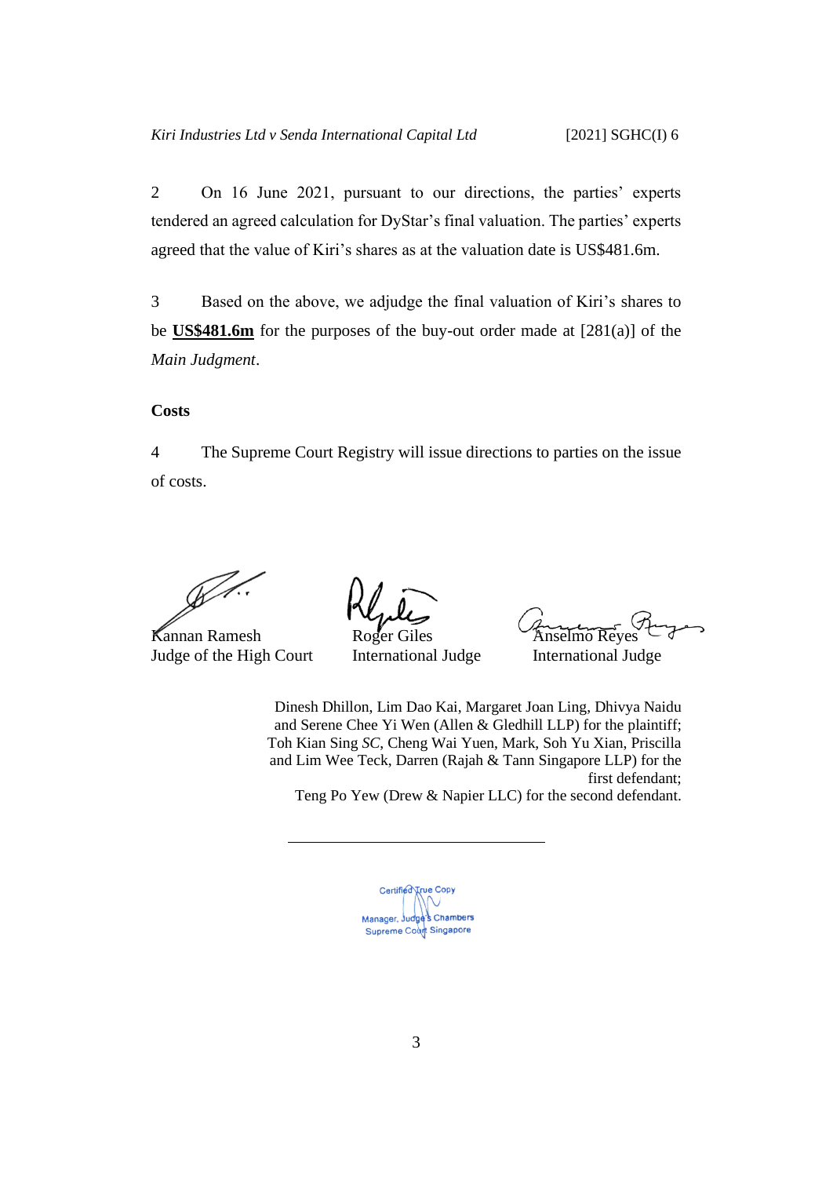2 On 16 June 2021, pursuant to our directions, the parties' experts tendered an agreed calculation for DyStar's final valuation. The parties' experts agreed that the value of Kiri's shares as at the valuation date is US$481.6m.

3 Based on the above, we adjudge the final valuation of Kiri's shares to be **<u>US$481.6m</u>** for the purposes of the buy-out order made at [281(a)] of the *Main Judgment*.

**Costs**

4 The Supreme Court Registry will issue directions to parties on the issue of costs.

| | | |
|---|---|---|
| Kannan Ramesh<br>Judge of the High Court | Roger Giles<br>International Judge | Anselmo Reyes<br>International Judge |

Dinesh Dhillon, Lim Dao Kai, Margaret Joan Ling, Dhivya Naidu and Serene Chee Yi Wen (Allen & Gledhill LLP) for the plaintiff;
Toh Kian Sing *SC*, Cheng Wai Yuen, Mark, Soh Yu Xian, Priscilla and Lim Wee Teck, Darren (Rajah & Tann Singapore LLP) for the first defendant;
Teng Po Yew (Drew & Napier LLC) for the second defendant.

---

Certified True Copy
Manager, Judge's Chambers
Supreme Court Singapore